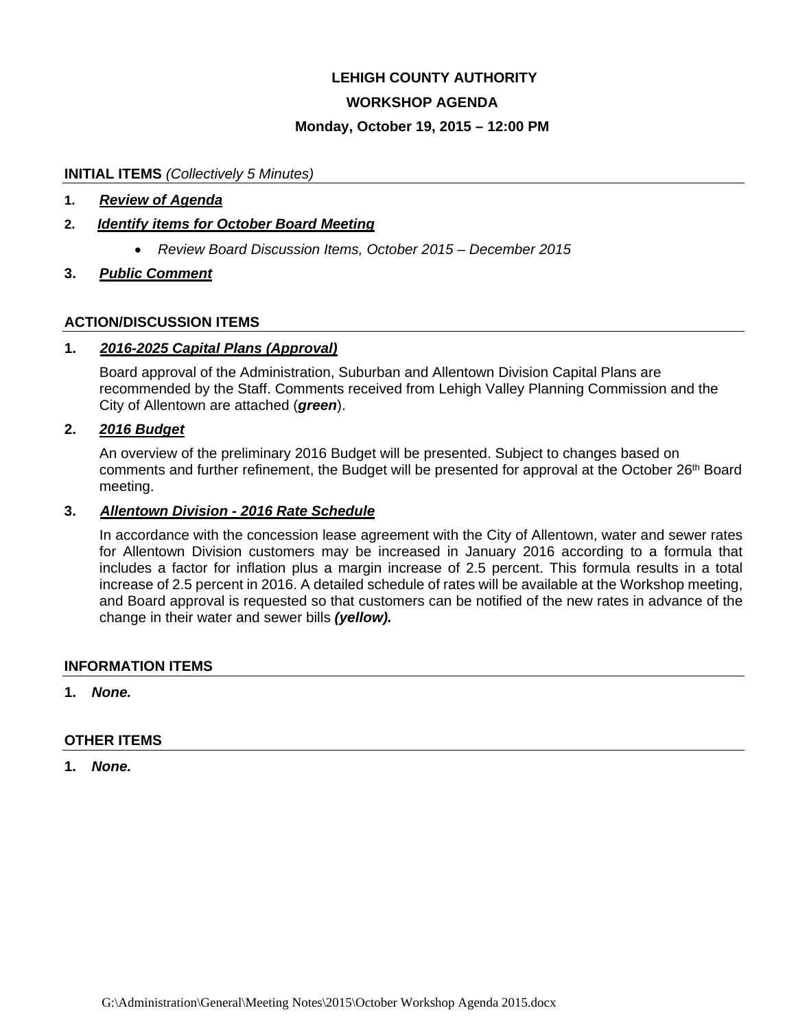# LEHIGH COUNTY AUTHORITY

## WORKSHOP AGENDA

### Monday, October 19, 2015 – 12:00 PM

**INITIAL ITEMS** *(Collectively 5 Minutes)*

1. ***Review of Agenda***
2. ***Identify items for October Board Meeting***
    - *Review Board Discussion Items, October 2015 – December 2015*
3. ***Public Comment***

**ACTION/DISCUSSION ITEMS**

1. ***2016-2025 Capital Plans (Approval)***

   Board approval of the Administration, Suburban and Allentown Division Capital Plans are recommended by the Staff. Comments received from Lehigh Valley Planning Commission and the City of Allentown are attached (***green***).

2. ***2016 Budget***

   An overview of the preliminary 2016 Budget will be presented. Subject to changes based on comments and further refinement, the Budget will be presented for approval at the October 26th Board meeting.

3. ***Allentown Division - 2016 Rate Schedule***

   In accordance with the concession lease agreement with the City of Allentown, water and sewer rates for Allentown Division customers may be increased in January 2016 according to a formula that includes a factor for inflation plus a margin increase of 2.5 percent. This formula results in a total increase of 2.5 percent in 2016. A detailed schedule of rates will be available at the Workshop meeting, and Board approval is requested so that customers can be notified of the new rates in advance of the change in their water and sewer bills ***(yellow).***

**INFORMATION ITEMS**

1. ***None.***

**OTHER ITEMS**

1. ***None.***

G:\Administration\General\Meeting Notes\2015\October Workshop Agenda 2015.docx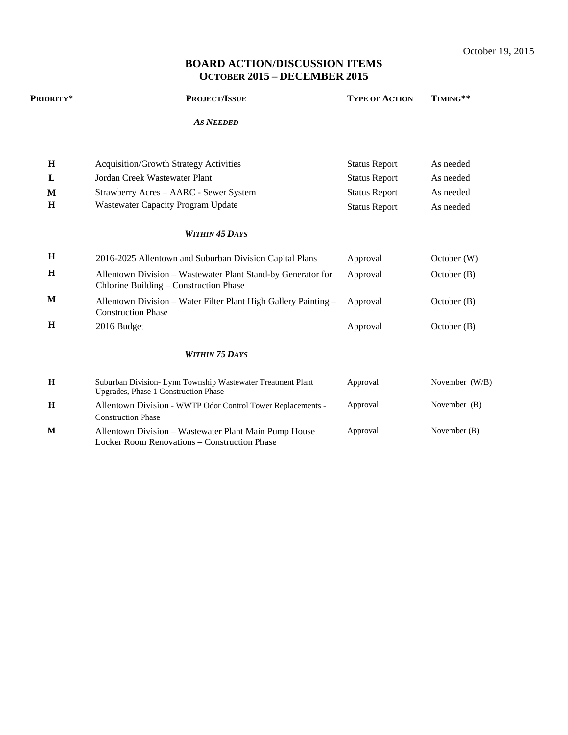October 19, 2015

# BOARD ACTION/DISCUSSION ITEMS
## OCTOBER 2015 – DECEMBER 2015

| PRIORITY* | PROJECT/ISSUE | TYPE OF ACTION | TIMING** |
|---|---|---|---|
| | ***AS NEEDED*** | | |
| **H** | Acquisition/Growth Strategy Activities | Status Report | As needed |
| **L** | Jordan Creek Wastewater Plant | Status Report | As needed |
| **M** | Strawberry Acres – AARC - Sewer System | Status Report | As needed |
| **H** | Wastewater Capacity Program Update | Status Report | As needed |
| | ***WITHIN 45 DAYS*** | | |
| **H** | 2016-2025 Allentown and Suburban Division Capital Plans | Approval | October (W) |
| **H** | Allentown Division – Wastewater Plant Stand-by Generator for Chlorine Building – Construction Phase | Approval | October (B) |
| **M** | Allentown Division – Water Filter Plant High Gallery Painting – Construction Phase | Approval | October (B) |
| **H** | 2016 Budget | Approval | October (B) |
| | ***WITHIN 75 DAYS*** | | |
| **H** | Suburban Division- Lynn Township Wastewater Treatment Plant Upgrades, Phase 1 Construction Phase | Approval | November (W/B) |
| **H** | Allentown Division - WWTP Odor Control Tower Replacements - Construction Phase | Approval | November (B) |
| **M** | Allentown Division – Wastewater Plant Main Pump House Locker Room Renovations – Construction Phase | Approval | November (B) |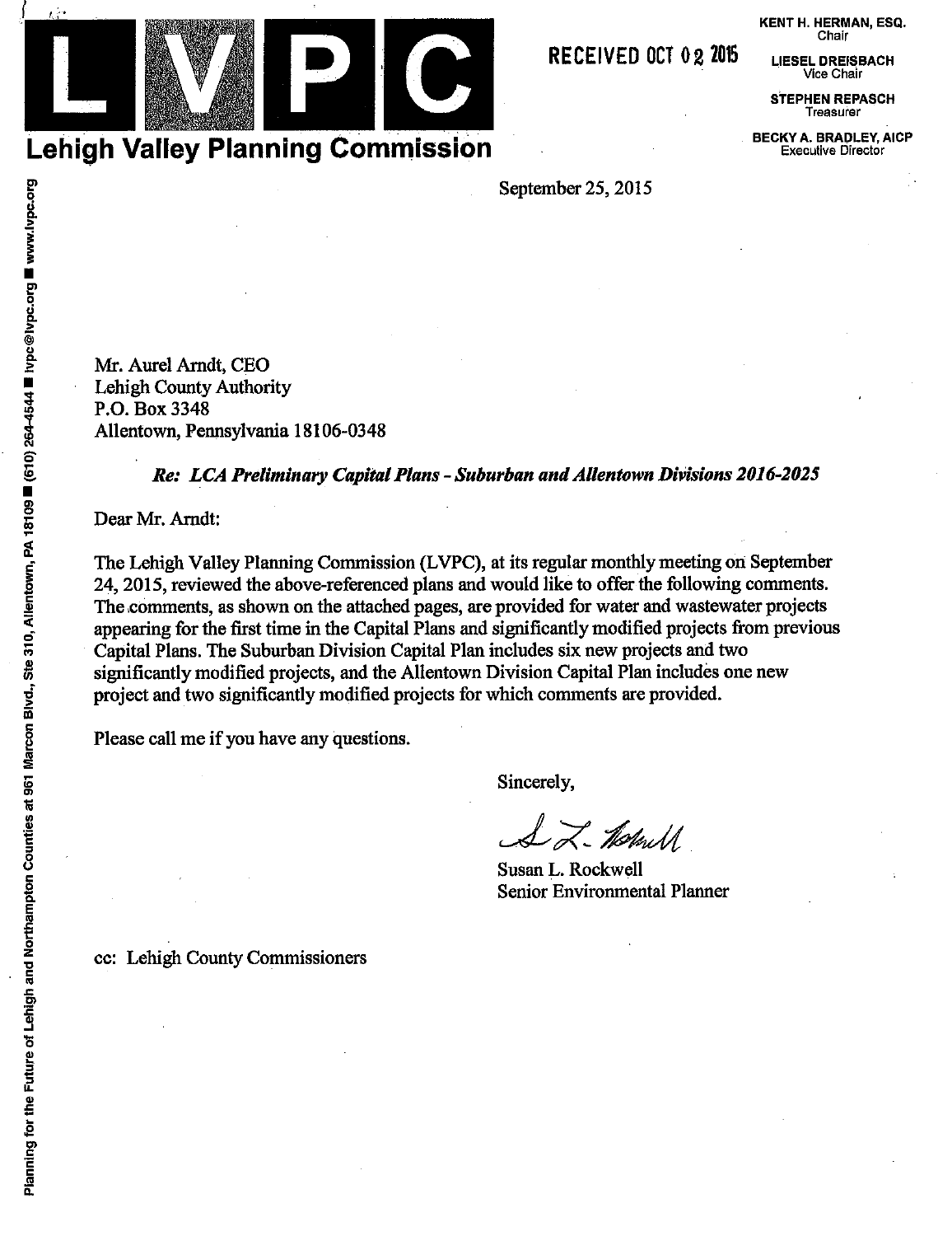# LVPC

## Lehigh Valley Planning Commission

RECEIVED OCT 02 2015

**KENT H. HERMAN, ESQ.**
Chair

**LIESEL DREISBACH**
Vice Chair

**STEPHEN REPASCH**
Treasurer

**BECKY A. BRADLEY, AICP**
Executive Director

Planning for the Future of Lehigh and Northampton Counties at 961 Marcon Blvd., Ste 310, Allentown, PA 18109 ■ (610) 264-4544 ■ lvpc@lvpc.org ■ www.lvpc.org

September 25, 2015

Mr. Aurel Arndt, CEO
Lehigh County Authority
P.O. Box 3348
Allentown, Pennsylvania 18106-0348

***Re: LCA Preliminary Capital Plans - Suburban and Allentown Divisions 2016-2025***

Dear Mr. Arndt:

The Lehigh Valley Planning Commission (LVPC), at its regular monthly meeting on September 24, 2015, reviewed the above-referenced plans and would like to offer the following comments. The comments, as shown on the attached pages, are provided for water and wastewater projects appearing for the first time in the Capital Plans and significantly modified projects from previous Capital Plans. The Suburban Division Capital Plan includes six new projects and two significantly modified projects, and the Allentown Division Capital Plan includes one new project and two significantly modified projects for which comments are provided.

Please call me if you have any questions.

Sincerely,

Susan L. Rockwell
Senior Environmental Planner

cc: Lehigh County Commissioners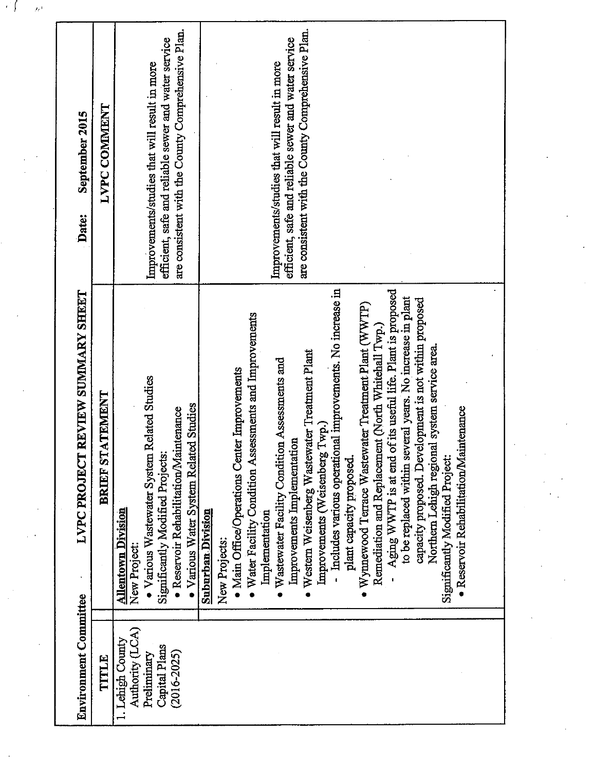**Environment Committee** — **LVPC PROJECT REVIEW SUMMARY SHEET** — **Date: September 2015**

| TITLE | BRIEF STATEMENT | LVPC COMMENT |
|---|---|---|
| 1. Lehigh County Authority (LCA) Preliminary Capital Plans (2016-2025) | **Allentown Division**<br>New Project:<br>• Various Wastewater System Related Studies<br>Significantly Modified Projects:<br>• Reservoir Rehabilitation/Maintenance<br>• Various Water System Related Studies | Improvements/studies that will result in more efficient, safe and reliable sewer and water service are consistent with the County Comprehensive Plan. |
| | **Suburban Division**<br>New Projects:<br>• Main Office/Operations Center Improvements<br>• Water Facility Condition Assessments and Improvements Implementation<br>• Wastewater Facility Condition Assessments and Improvements Implementation<br>• Western Weisenberg Wastewater Treatment Plant Improvements (Weisenberg Twp.)<br>- Includes various operational improvements. No increase in plant capacity proposed.<br>• Wynnewood Terrace Wastewater Treatment Plant (WWTP) Remediation and Replacement (North Whitehall Twp.)<br>- Aging WWTP is at end of its useful life. Plant is proposed to be replaced within several years. No increase in plant capacity proposed. Development is not within proposed Northern Lehigh regional system service area.<br>Significantly Modified Project:<br>• Reservoir Rehabilitation/Maintenance | Improvements/studies that will result in more efficient, safe and reliable sewer and water service are consistent with the County Comprehensive Plan. |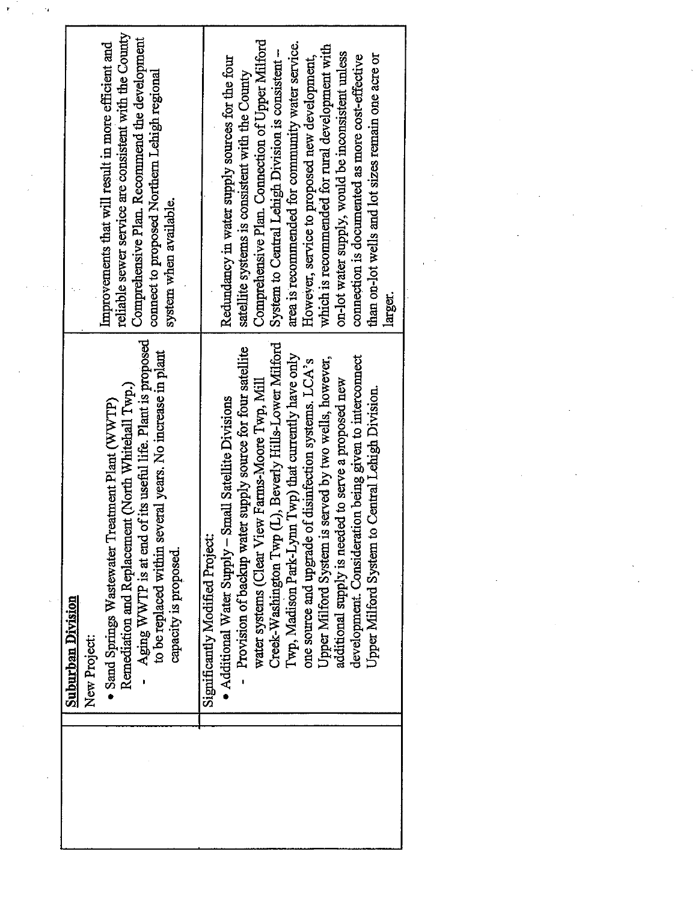|  | Suburban Division | |
|---|---|---|
|  | New Project: <br>• Sand Springs Wastewater Treatment Plant (WWTP) Remediation and Replacement (North Whitehall Twp.) <br>- Aging WWTP is at end of its useful life. Plant is proposed to be replaced within several years. No increase in plant capacity is proposed. | Improvements that will result in more efficient and reliable sewer service are consistent with the County Comprehensive Plan. Recommend the development connect to proposed Northern Lehigh regional system when available. |
|  | Significantly Modified Project: <br>• Additional Water Supply – Small Satellite Divisions <br>- Provision of backup water supply source for four satellite water systems (Clear View Farms-Moore Twp, Mill Creek-Washington Twp (L), Beverly Hills-Lower Milford Twp, Madison Park-Lynn Twp) that currently have only one source and upgrade of disinfection systems. LCA's Upper Milford System is served by two wells, however, additional supply is needed to serve a proposed new development. Consideration being given to interconnect Upper Milford System to Central Lehigh Division. | Redundancy in water supply sources for the four satellite systems is consistent with the County Comprehensive Plan. Connection of Upper Milford System to Central Lehigh Division is consistent – area is recommended for community water service. However, service to proposed new development, which is recommended for rural development with on-lot water supply, would be inconsistent unless connection is documented as more cost-effective than on-lot wells and lot sizes remain one acre or larger. |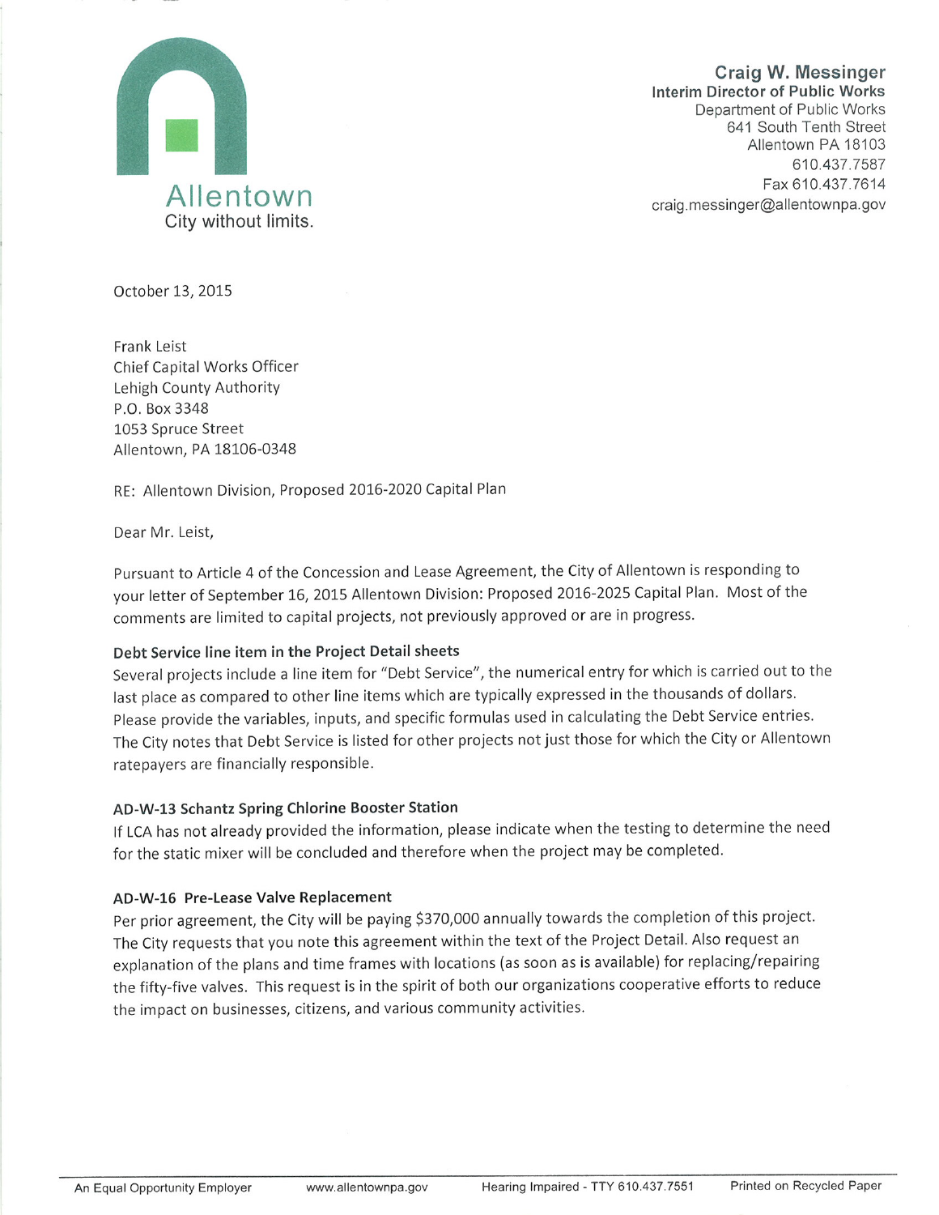Allentown
City without limits.

**Craig W. Messinger**
**Interim Director of Public Works**
Department of Public Works
641 South Tenth Street
Allentown PA 18103
610.437.7587
Fax 610.437.7614
craig.messinger@allentownpa.gov

October 13, 2015

Frank Leist
Chief Capital Works Officer
Lehigh County Authority
P.O. Box 3348
1053 Spruce Street
Allentown, PA 18106-0348

RE: Allentown Division, Proposed 2016-2020 Capital Plan

Dear Mr. Leist,

Pursuant to Article 4 of the Concession and Lease Agreement, the City of Allentown is responding to your letter of September 16, 2015 Allentown Division: Proposed 2016-2025 Capital Plan. Most of the comments are limited to capital projects, not previously approved or are in progress.

**Debt Service line item in the Project Detail sheets**

Several projects include a line item for "Debt Service", the numerical entry for which is carried out to the last place as compared to other line items which are typically expressed in the thousands of dollars. Please provide the variables, inputs, and specific formulas used in calculating the Debt Service entries. The City notes that Debt Service is listed for other projects not just those for which the City or Allentown ratepayers are financially responsible.

**AD-W-13 Schantz Spring Chlorine Booster Station**

If LCA has not already provided the information, please indicate when the testing to determine the need for the static mixer will be concluded and therefore when the project may be completed.

**AD-W-16 Pre-Lease Valve Replacement**

Per prior agreement, the City will be paying $370,000 annually towards the completion of this project. The City requests that you note this agreement within the text of the Project Detail. Also request an explanation of the plans and time frames with locations (as soon as is available) for replacing/repairing the fifty-five valves. This request is in the spirit of both our organizations cooperative efforts to reduce the impact on businesses, citizens, and various community activities.

An Equal Opportunity Employer www.allentownpa.gov Hearing Impaired - TTY 610.437.7551 Printed on Recycled Paper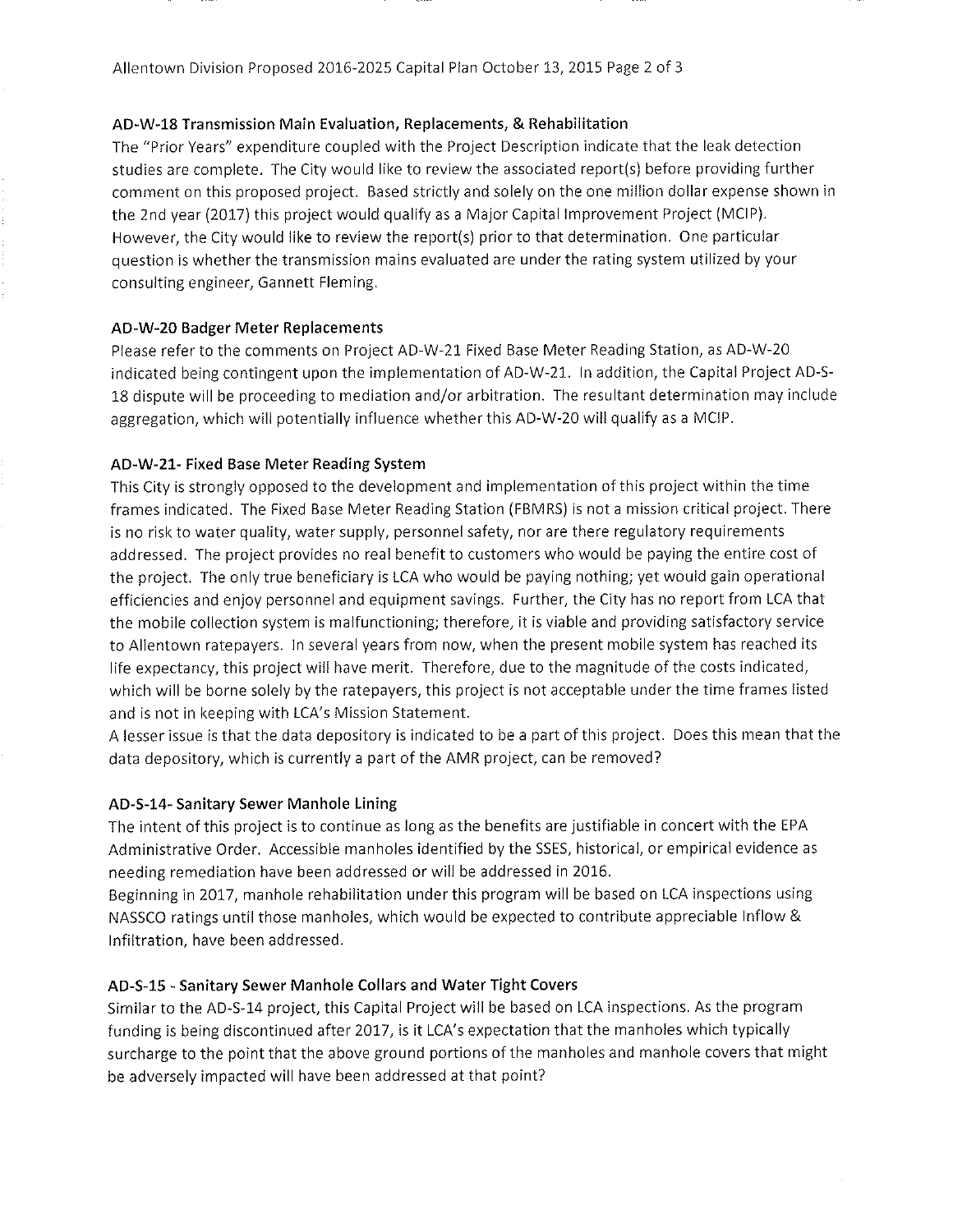### AD-W-18 Transmission Main Evaluation, Replacements, & Rehabilitation

The "Prior Years" expenditure coupled with the Project Description indicate that the leak detection studies are complete. The City would like to review the associated report(s) before providing further comment on this proposed project. Based strictly and solely on the one million dollar expense shown in the 2nd year (2017) this project would qualify as a Major Capital Improvement Project (MCIP). However, the City would like to review the report(s) prior to that determination. One particular question is whether the transmission mains evaluated are under the rating system utilized by your consulting engineer, Gannett Fleming.

### AD-W-20 Badger Meter Replacements

Please refer to the comments on Project AD-W-21 Fixed Base Meter Reading Station, as AD-W-20 indicated being contingent upon the implementation of AD-W-21. In addition, the Capital Project AD-S-18 dispute will be proceeding to mediation and/or arbitration. The resultant determination may include aggregation, which will potentially influence whether this AD-W-20 will qualify as a MCIP.

### AD-W-21- Fixed Base Meter Reading System

This City is strongly opposed to the development and implementation of this project within the time frames indicated. The Fixed Base Meter Reading Station (FBMRS) is not a mission critical project. There is no risk to water quality, water supply, personnel safety, nor are there regulatory requirements addressed. The project provides no real benefit to customers who would be paying the entire cost of the project. The only true beneficiary is LCA who would be paying nothing; yet would gain operational efficiencies and enjoy personnel and equipment savings. Further, the City has no report from LCA that the mobile collection system is malfunctioning; therefore, it is viable and providing satisfactory service to Allentown ratepayers. In several years from now, when the present mobile system has reached its life expectancy, this project will have merit. Therefore, due to the magnitude of the costs indicated, which will be borne solely by the ratepayers, this project is not acceptable under the time frames listed and is not in keeping with LCA's Mission Statement.

A lesser issue is that the data depository is indicated to be a part of this project. Does this mean that the data depository, which is currently a part of the AMR project, can be removed?

### AD-S-14- Sanitary Sewer Manhole Lining

The intent of this project is to continue as long as the benefits are justifiable in concert with the EPA Administrative Order. Accessible manholes identified by the SSES, historical, or empirical evidence as needing remediation have been addressed or will be addressed in 2016.

Beginning in 2017, manhole rehabilitation under this program will be based on LCA inspections using NASSCO ratings until those manholes, which would be expected to contribute appreciable Inflow & Infiltration, have been addressed.

### AD-S-15 - Sanitary Sewer Manhole Collars and Water Tight Covers

Similar to the AD-S-14 project, this Capital Project will be based on LCA inspections. As the program funding is being discontinued after 2017, is it LCA's expectation that the manholes which typically surcharge to the point that the above ground portions of the manholes and manhole covers that might be adversely impacted will have been addressed at that point?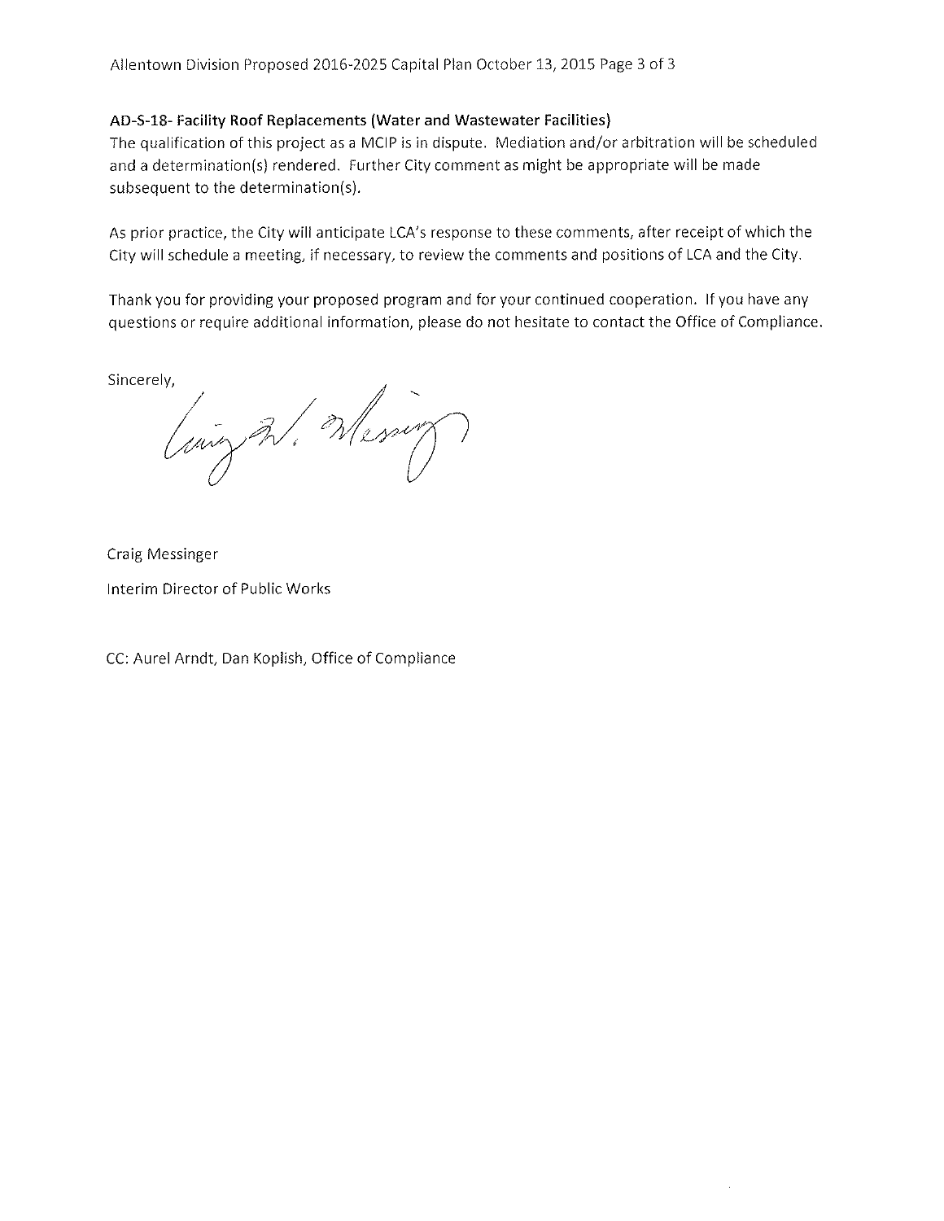**AD-S-18- Facility Roof Replacements (Water and Wastewater Facilities)**

The qualification of this project as a MCIP is in dispute. Mediation and/or arbitration will be scheduled and a determination(s) rendered. Further City comment as might be appropriate will be made subsequent to the determination(s).

As prior practice, the City will anticipate LCA's response to these comments, after receipt of which the City will schedule a meeting, if necessary, to review the comments and positions of LCA and the City.

Thank you for providing your proposed program and for your continued cooperation. If you have any questions or require additional information, please do not hesitate to contact the Office of Compliance.

Sincerely,

Craig Messinger

Interim Director of Public Works

CC: Aurel Arndt, Dan Koplish, Office of Compliance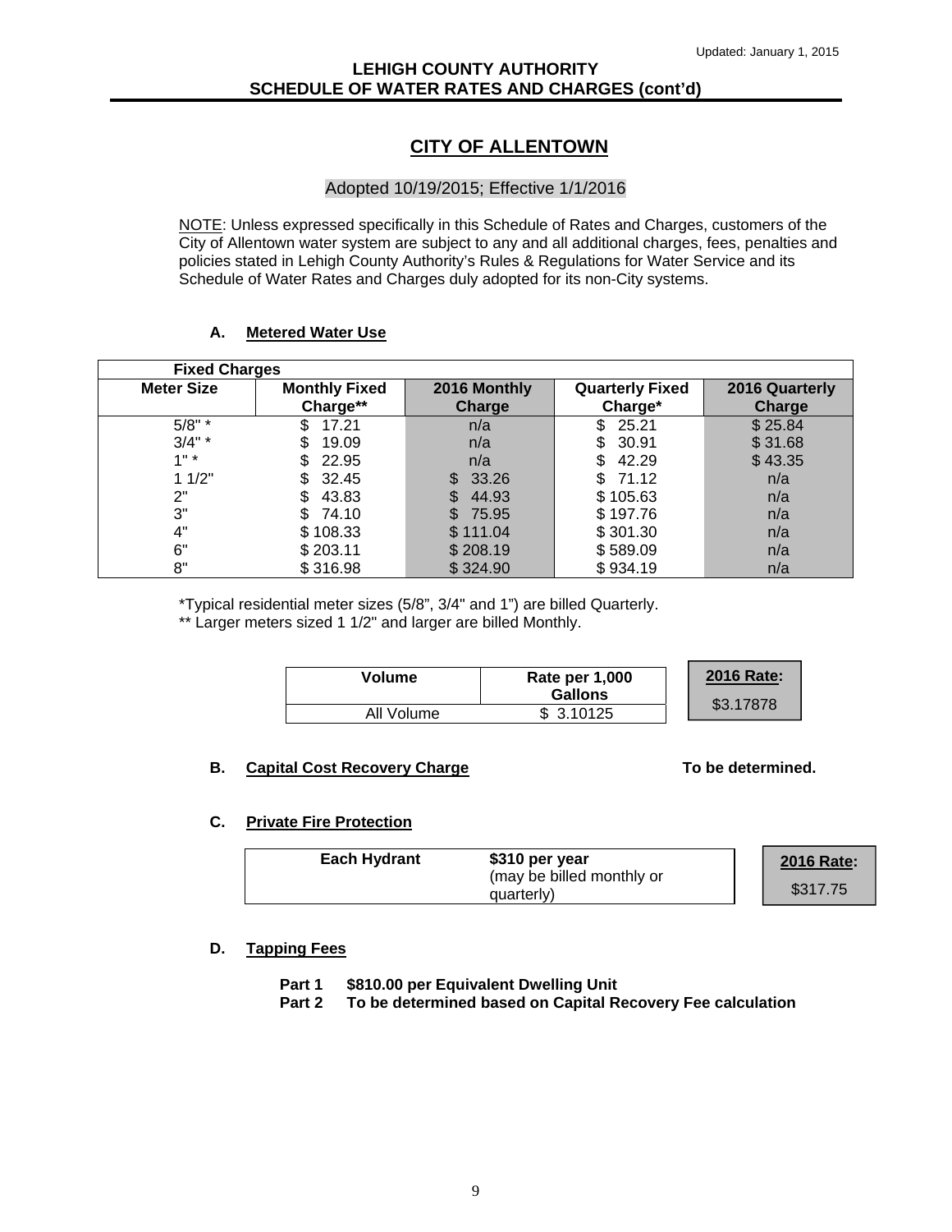Updated: January 1, 2015

**LEHIGH COUNTY AUTHORITY**
**SCHEDULE OF WATER RATES AND CHARGES (cont'd)**

# CITY OF ALLENTOWN

Adopted 10/19/2015; Effective 1/1/2016

NOTE: Unless expressed specifically in this Schedule of Rates and Charges, customers of the City of Allentown water system are subject to any and all additional charges, fees, penalties and policies stated in Lehigh County Authority's Rules & Regulations for Water Service and its Schedule of Water Rates and Charges duly adopted for its non-City systems.

## A. Metered Water Use

| Fixed Charges | | | | |
|---|---|---|---|---|
| **Meter Size** | **Monthly Fixed Charge\*\*** | **2016 Monthly Charge** | **Quarterly Fixed Charge\*** | **2016 Quarterly Charge** |
| 5/8" * | $ 17.21 | n/a | $ 25.21 | $ 25.84 |
| 3/4" * | $ 19.09 | n/a | $ 30.91 | $ 31.68 |
| 1" * | $ 22.95 | n/a | $ 42.29 | $ 43.35 |
| 1 1/2" | $ 32.45 | $ 33.26 | $ 71.12 | n/a |
| 2" | $ 43.83 | $ 44.93 | $ 105.63 | n/a |
| 3" | $ 74.10 | $ 75.95 | $ 197.76 | n/a |
| 4" | $ 108.33 | $ 111.04 | $ 301.30 | n/a |
| 6" | $ 203.11 | $ 208.19 | $ 589.09 | n/a |
| 8" | $ 316.98 | $ 324.90 | $ 934.19 | n/a |

*Typical residential meter sizes (5/8", 3/4" and 1") are billed Quarterly.
** Larger meters sized 1 1/2" and larger are billed Monthly.

| Volume | Rate per 1,000 Gallons |
|---|---|
| All Volume | $ 3.10125 |

**2016 Rate:** $3.17878

## B. Capital Cost Recovery Charge

**To be determined.**

## C. Private Fire Protection

| Each Hydrant | $310 per year (may be billed monthly or quarterly) |
|---|---|

**2016 Rate:** $317.75

## D. Tapping Fees

**Part 1 $810.00 per Equivalent Dwelling Unit**
**Part 2 To be determined based on Capital Recovery Fee calculation**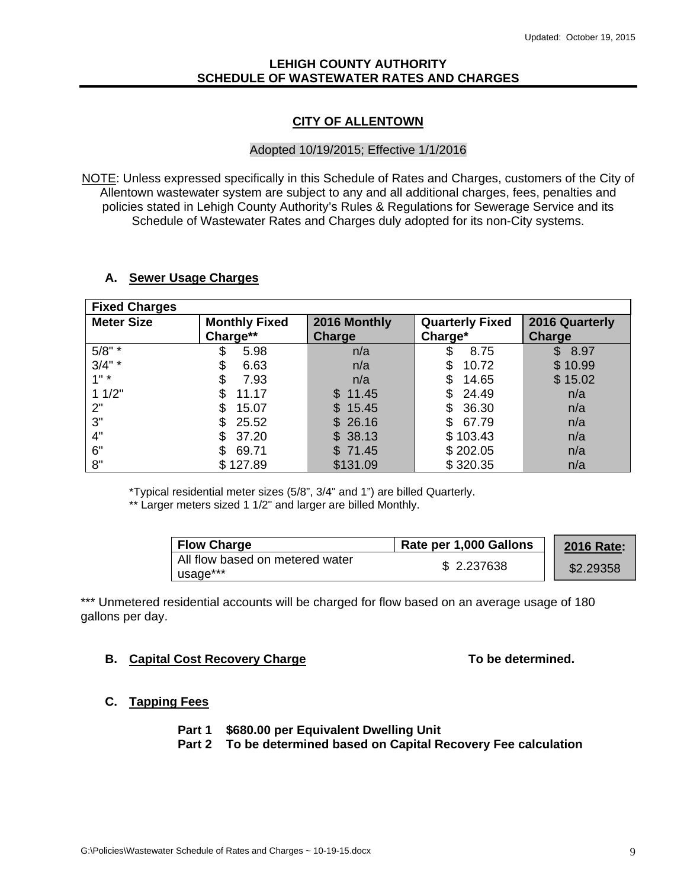**LEHIGH COUNTY AUTHORITY**
**SCHEDULE OF WASTEWATER RATES AND CHARGES**

## CITY OF ALLENTOWN

Adopted 10/19/2015; Effective 1/1/2016

NOTE: Unless expressed specifically in this Schedule of Rates and Charges, customers of the City of Allentown wastewater system are subject to any and all additional charges, fees, penalties and policies stated in Lehigh County Authority's Rules & Regulations for Sewerage Service and its Schedule of Wastewater Rates and Charges duly adopted for its non-City systems.

### A. Sewer Usage Charges

| Fixed Charges | | | | |
|---|---|---|---|---|
| **Meter Size** | **Monthly Fixed Charge**** | **2016 Monthly Charge** | **Quarterly Fixed Charge*** | **2016 Quarterly Charge** |
| 5/8" * | $ 5.98 | n/a | $ 8.75 | $ 8.97 |
| 3/4" * | $ 6.63 | n/a | $ 10.72 | $ 10.99 |
| 1" * | $ 7.93 | n/a | $ 14.65 | $ 15.02 |
| 1 1/2" | $ 11.17 | $ 11.45 | $ 24.49 | n/a |
| 2" | $ 15.07 | $ 15.45 | $ 36.30 | n/a |
| 3" | $ 25.52 | $ 26.16 | $ 67.79 | n/a |
| 4" | $ 37.20 | $ 38.13 | $ 103.43 | n/a |
| 6" | $ 69.71 | $ 71.45 | $ 202.05 | n/a |
| 8" | $ 127.89 | $131.09 | $ 320.35 | n/a |

*Typical residential meter sizes (5/8", 3/4" and 1") are billed Quarterly.
** Larger meters sized 1 1/2" and larger are billed Monthly.

| Flow Charge | Rate per 1,000 Gallons | 2016 Rate: |
|---|---|---|
| All flow based on metered water usage*** | $ 2.237638 | $2.29358 |

*** Unmetered residential accounts will be charged for flow based on an average usage of 180 gallons per day.

### B. Capital Cost Recovery Charge

**To be determined.**

### C. Tapping Fees

**Part 1 $680.00 per Equivalent Dwelling Unit**
**Part 2 To be determined based on Capital Recovery Fee calculation**